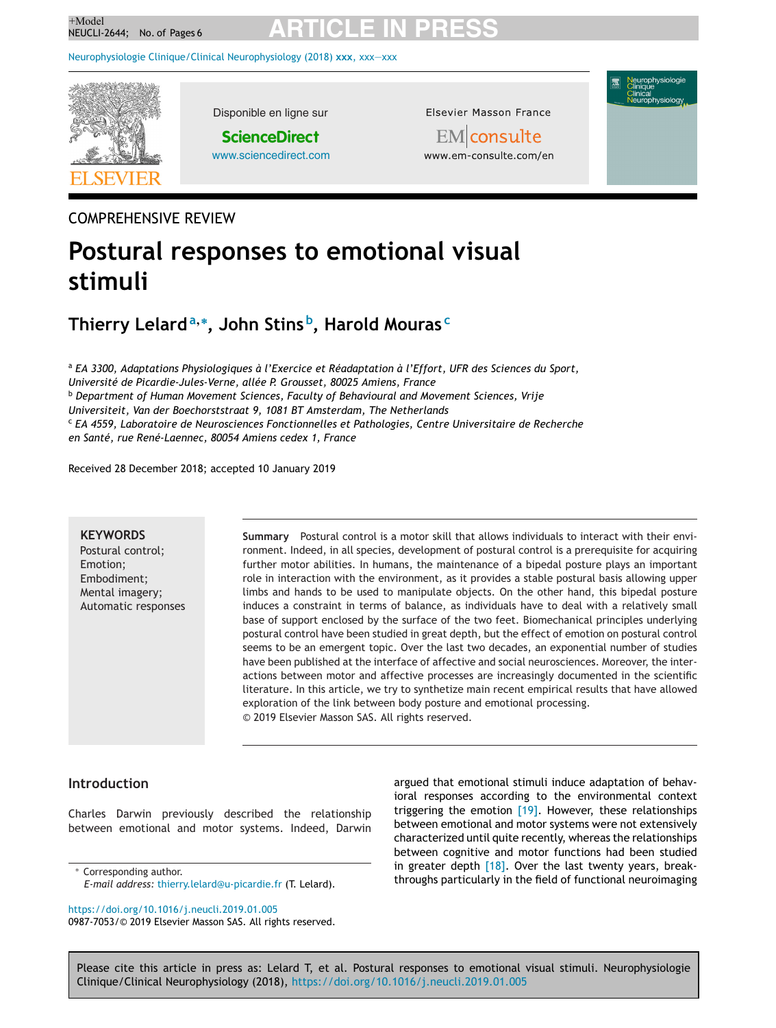COMPREHENSIVE REVIEW

# Postural responses to emotional visual stimuli

**Thierry Lelard**[a,*], **John Stins**[b], **Harold Mouras**[c]

[a] *EA 3300, Adaptations Physiologiques à l'Exercice et Réadaptation à l'Effort, UFR des Sciences du Sport, Université de Picardie-Jules-Verne, allée P. Grousset, 80025 Amiens, France*
[b] *Department of Human Movement Sciences, Faculty of Behavioural and Movement Sciences, Vrije Universiteit, Van der Boechorststraat 9, 1081 BT Amsterdam, The Netherlands*
[c] *EA 4559, Laboratoire de Neurosciences Fonctionnelles et Pathologies, Centre Universitaire de Recherche en Santé, rue René-Laennec, 80054 Amiens cedex 1, France*

Received 28 December 2018; accepted 10 January 2019

**KEYWORDS**
Postural control;
Emotion;
Embodiment;
Mental imagery;
Automatic responses

**Summary** Postural control is a motor skill that allows individuals to interact with their environment. Indeed, in all species, development of postural control is a prerequisite for acquiring further motor abilities. In humans, the maintenance of a bipedal posture plays an important role in interaction with the environment, as it provides a stable postural basis allowing upper limbs and hands to be used to manipulate objects. On the other hand, this bipedal posture induces a constraint in terms of balance, as individuals have to deal with a relatively small base of support enclosed by the surface of the two feet. Biomechanical principles underlying postural control have been studied in great depth, but the effect of emotion on postural control seems to be an emergent topic. Over the last two decades, an exponential number of studies have been published at the interface of affective and social neurosciences. Moreover, the interactions between motor and affective processes are increasingly documented in the scientific literature. In this article, we try to synthetize main recent empirical results that have allowed exploration of the link between body posture and emotional processing.
© 2019 Elsevier Masson SAS. All rights reserved.

## Introduction

Charles Darwin previously described the relationship between emotional and motor systems. Indeed, Darwin argued that emotional stimuli induce adaptation of behavioral responses according to the environmental context triggering the emotion [19]. However, these relationships between emotional and motor systems were not extensively characterized until quite recently, whereas the relationships between cognitive and motor functions had been studied in greater depth [18]. Over the last twenty years, breakthroughs particularly in the field of functional neuroimaging

* Corresponding author.
*E-mail address:* thierry.lelard@u-picardie.fr (T. Lelard).

https://doi.org/10.1016/j.neucli.2019.01.005
0987-7053/© 2019 Elsevier Masson SAS. All rights reserved.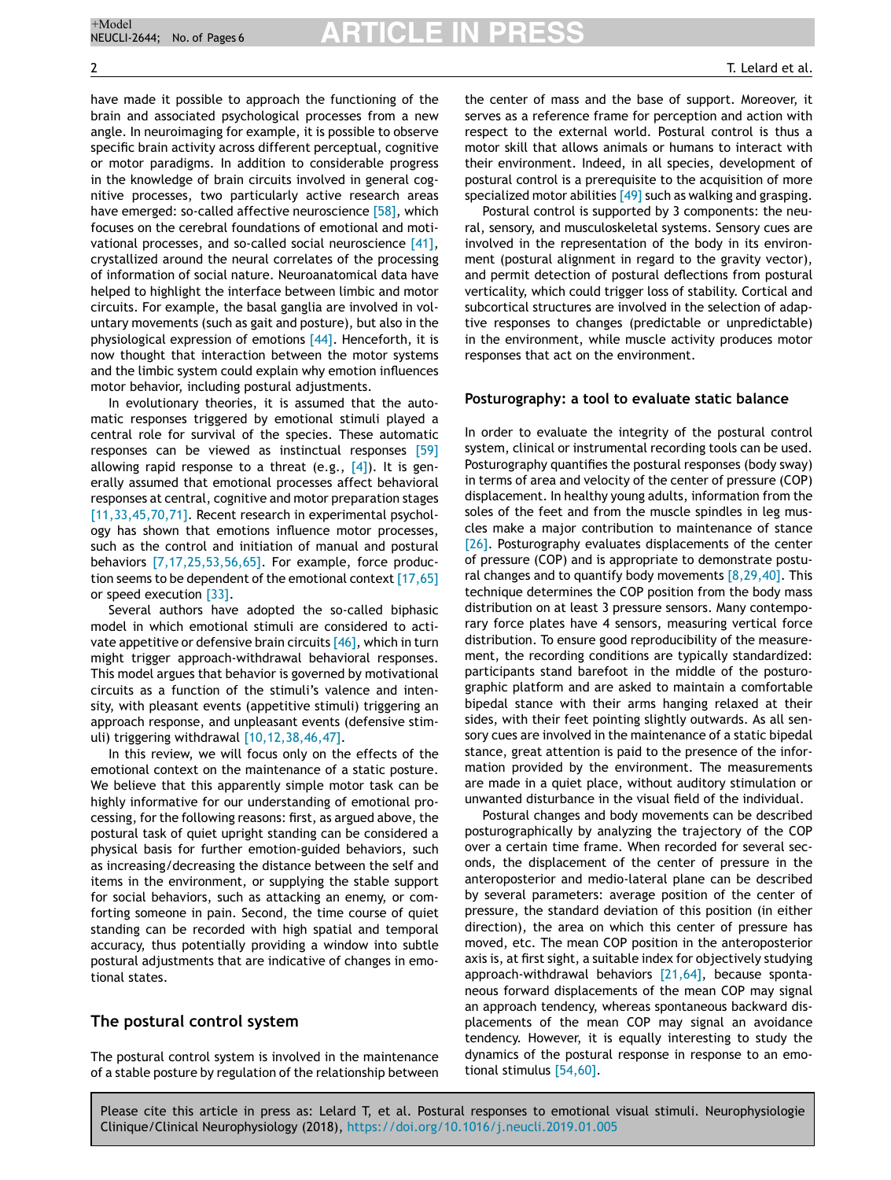have made it possible to approach the functioning of the brain and associated psychological processes from a new angle. In neuroimaging for example, it is possible to observe specific brain activity across different perceptual, cognitive or motor paradigms. In addition to considerable progress in the knowledge of brain circuits involved in general cognitive processes, two particularly active research areas have emerged: so-called affective neuroscience [58], which focuses on the cerebral foundations of emotional and motivational processes, and so-called social neuroscience [41], crystallized around the neural correlates of the processing of information of social nature. Neuroanatomical data have helped to highlight the interface between limbic and motor circuits. For example, the basal ganglia are involved in voluntary movements (such as gait and posture), but also in the physiological expression of emotions [44]. Henceforth, it is now thought that interaction between the motor systems and the limbic system could explain why emotion influences motor behavior, including postural adjustments.

In evolutionary theories, it is assumed that the automatic responses triggered by emotional stimuli played a central role for survival of the species. These automatic responses can be viewed as instinctual responses [59] allowing rapid response to a threat (e.g., [4]). It is generally assumed that emotional processes affect behavioral responses at central, cognitive and motor preparation stages [11,33,45,70,71]. Recent research in experimental psychology has shown that emotions influence motor processes, such as the control and initiation of manual and postural behaviors [7,17,25,53,56,65]. For example, force production seems to be dependent of the emotional context [17,65] or speed execution [33].

Several authors have adopted the so-called biphasic model in which emotional stimuli are considered to activate appetitive or defensive brain circuits [46], which in turn might trigger approach-withdrawal behavioral responses. This model argues that behavior is governed by motivational circuits as a function of the stimuli's valence and intensity, with pleasant events (appetitive stimuli) triggering an approach response, and unpleasant events (defensive stimuli) triggering withdrawal [10,12,38,46,47].

In this review, we will focus only on the effects of the emotional context on the maintenance of a static posture. We believe that this apparently simple motor task can be highly informative for our understanding of emotional processing, for the following reasons: first, as argued above, the postural task of quiet upright standing can be considered a physical basis for further emotion-guided behaviors, such as increasing/decreasing the distance between the self and items in the environment, or supplying the stable support for social behaviors, such as attacking an enemy, or comforting someone in pain. Second, the time course of quiet standing can be recorded with high spatial and temporal accuracy, thus potentially providing a window into subtle postural adjustments that are indicative of changes in emotional states.

## The postural control system

The postural control system is involved in the maintenance of a stable posture by regulation of the relationship between the center of mass and the base of support. Moreover, it serves as a reference frame for perception and action with respect to the external world. Postural control is thus a motor skill that allows animals or humans to interact with their environment. Indeed, in all species, development of postural control is a prerequisite to the acquisition of more specialized motor abilities [49] such as walking and grasping.

Postural control is supported by 3 components: the neural, sensory, and musculoskeletal systems. Sensory cues are involved in the representation of the body in its environment (postural alignment in regard to the gravity vector), and permit detection of postural deflections from postural verticality, which could trigger loss of stability. Cortical and subcortical structures are involved in the selection of adaptive responses to changes (predictable or unpredictable) in the environment, while muscle activity produces motor responses that act on the environment.

## Posturography: a tool to evaluate static balance

In order to evaluate the integrity of the postural control system, clinical or instrumental recording tools can be used. Posturography quantifies the postural responses (body sway) in terms of area and velocity of the center of pressure (COP) displacement. In healthy young adults, information from the soles of the feet and from the muscle spindles in leg muscles make a major contribution to maintenance of stance [26]. Posturography evaluates displacements of the center of pressure (COP) and is appropriate to demonstrate postural changes and to quantify body movements [8,29,40]. This technique determines the COP position from the body mass distribution on at least 3 pressure sensors. Many contemporary force plates have 4 sensors, measuring vertical force distribution. To ensure good reproducibility of the measurement, the recording conditions are typically standardized: participants stand barefoot in the middle of the posturographic platform and are asked to maintain a comfortable bipedal stance with their arms hanging relaxed at their sides, with their feet pointing slightly outwards. As all sensory cues are involved in the maintenance of a static bipedal stance, great attention is paid to the presence of the information provided by the environment. The measurements are made in a quiet place, without auditory stimulation or unwanted disturbance in the visual field of the individual.

Postural changes and body movements can be described posturographically by analyzing the trajectory of the COP over a certain time frame. When recorded for several seconds, the displacement of the center of pressure in the anteroposterior and medio-lateral plane can be described by several parameters: average position of the center of pressure, the standard deviation of this position (in either direction), the area on which this center of pressure has moved, etc. The mean COP position in the anteroposterior axis is, at first sight, a suitable index for objectively studying approach-withdrawal behaviors [21,64], because spontaneous forward displacements of the mean COP may signal an approach tendency, whereas spontaneous backward displacements of the mean COP may signal an avoidance tendency. However, it is equally interesting to study the dynamics of the postural response in response to an emotional stimulus [54,60].

Please cite this article in press as: Lelard T, et al. Postural responses to emotional visual stimuli. Neurophysiologie Clinique/Clinical Neurophysiology (2018), https://doi.org/10.1016/j.neucli.2019.01.005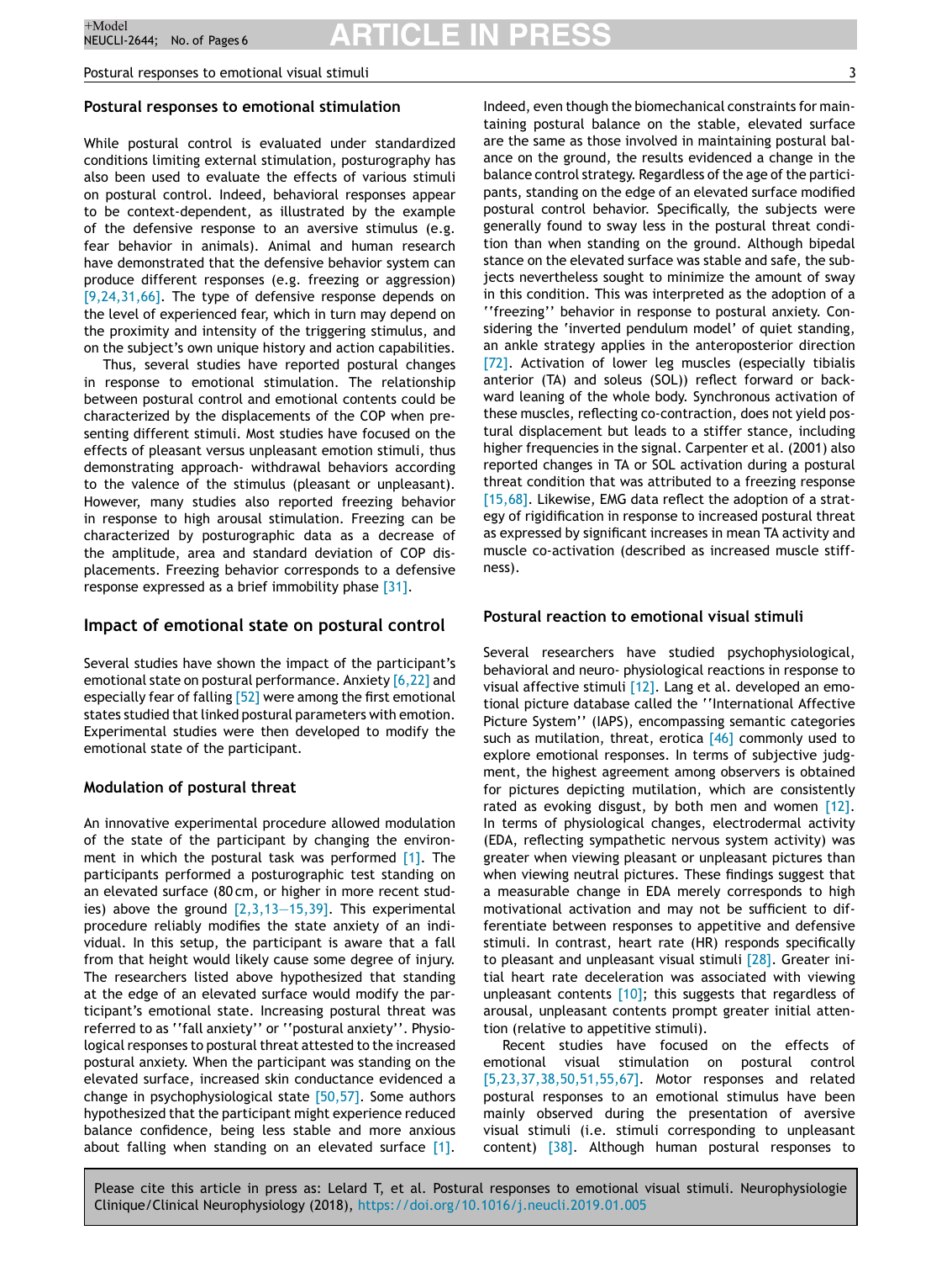### Postural responses to emotional stimulation

While postural control is evaluated under standardized conditions limiting external stimulation, posturography has also been used to evaluate the effects of various stimuli on postural control. Indeed, behavioral responses appear to be context-dependent, as illustrated by the example of the defensive response to an aversive stimulus (e.g. fear behavior in animals). Animal and human research have demonstrated that the defensive behavior system can produce different responses (e.g. freezing or aggression) [9,24,31,66]. The type of defensive response depends on the level of experienced fear, which in turn may depend on the proximity and intensity of the triggering stimulus, and on the subject's own unique history and action capabilities.

Thus, several studies have reported postural changes in response to emotional stimulation. The relationship between postural control and emotional contents could be characterized by the displacements of the COP when presenting different stimuli. Most studies have focused on the effects of pleasant versus unpleasant emotion stimuli, thus demonstrating approach- withdrawal behaviors according to the valence of the stimulus (pleasant or unpleasant). However, many studies also reported freezing behavior in response to high arousal stimulation. Freezing can be characterized by posturographic data as a decrease of the amplitude, area and standard deviation of COP displacements. Freezing behavior corresponds to a defensive response expressed as a brief immobility phase [31].

## Impact of emotional state on postural control

Several studies have shown the impact of the participant's emotional state on postural performance. Anxiety [6,22] and especially fear of falling [52] were among the first emotional states studied that linked postural parameters with emotion. Experimental studies were then developed to modify the emotional state of the participant.

### Modulation of postural threat

An innovative experimental procedure allowed modulation of the state of the participant by changing the environment in which the postural task was performed [1]. The participants performed a posturographic test standing on an elevated surface (80 cm, or higher in more recent studies) above the ground [2,3,13–15,39]. This experimental procedure reliably modifies the state anxiety of an individual. In this setup, the participant is aware that a fall from that height would likely cause some degree of injury. The researchers listed above hypothesized that standing at the edge of an elevated surface would modify the participant's emotional state. Increasing postural threat was referred to as ''fall anxiety'' or ''postural anxiety''. Physiological responses to postural threat attested to the increased postural anxiety. When the participant was standing on the elevated surface, increased skin conductance evidenced a change in psychophysiological state [50,57]. Some authors hypothesized that the participant might experience reduced balance confidence, being less stable and more anxious about falling when standing on an elevated surface [1]. Indeed, even though the biomechanical constraints for maintaining postural balance on the stable, elevated surface are the same as those involved in maintaining postural balance on the ground, the results evidenced a change in the balance control strategy. Regardless of the age of the participants, standing on the edge of an elevated surface modified postural control behavior. Specifically, the subjects were generally found to sway less in the postural threat condition than when standing on the ground. Although bipedal stance on the elevated surface was stable and safe, the subjects nevertheless sought to minimize the amount of sway in this condition. This was interpreted as the adoption of a ''freezing'' behavior in response to postural anxiety. Considering the 'inverted pendulum model' of quiet standing, an ankle strategy applies in the anteroposterior direction [72]. Activation of lower leg muscles (especially tibialis anterior (TA) and soleus (SOL)) reflect forward or backward leaning of the whole body. Synchronous activation of these muscles, reflecting co-contraction, does not yield postural displacement but leads to a stiffer stance, including higher frequencies in the signal. Carpenter et al. (2001) also reported changes in TA or SOL activation during a postural threat condition that was attributed to a freezing response [15,68]. Likewise, EMG data reflect the adoption of a strategy of rigidification in response to increased postural threat as expressed by significant increases in mean TA activity and muscle co-activation (described as increased muscle stiffness).

### Postural reaction to emotional visual stimuli

Several researchers have studied psychophysiological, behavioral and neuro- physiological reactions in response to visual affective stimuli [12]. Lang et al. developed an emotional picture database called the ''International Affective Picture System'' (IAPS), encompassing semantic categories such as mutilation, threat, erotica [46] commonly used to explore emotional responses. In terms of subjective judgment, the highest agreement among observers is obtained for pictures depicting mutilation, which are consistently rated as evoking disgust, by both men and women [12]. In terms of physiological changes, electrodermal activity (EDA, reflecting sympathetic nervous system activity) was greater when viewing pleasant or unpleasant pictures than when viewing neutral pictures. These findings suggest that a measurable change in EDA merely corresponds to high motivational activation and may not be sufficient to differentiate between responses to appetitive and defensive stimuli. In contrast, heart rate (HR) responds specifically to pleasant and unpleasant visual stimuli [28]. Greater initial heart rate deceleration was associated with viewing unpleasant contents [10]; this suggests that regardless of arousal, unpleasant contents prompt greater initial attention (relative to appetitive stimuli).

Recent studies have focused on the effects of emotional visual stimulation on postural control [5,23,37,38,50,51,55,67]. Motor responses and related postural responses to an emotional stimulus have been mainly observed during the presentation of aversive visual stimuli (i.e. stimuli corresponding to unpleasant content) [38]. Although human postural responses to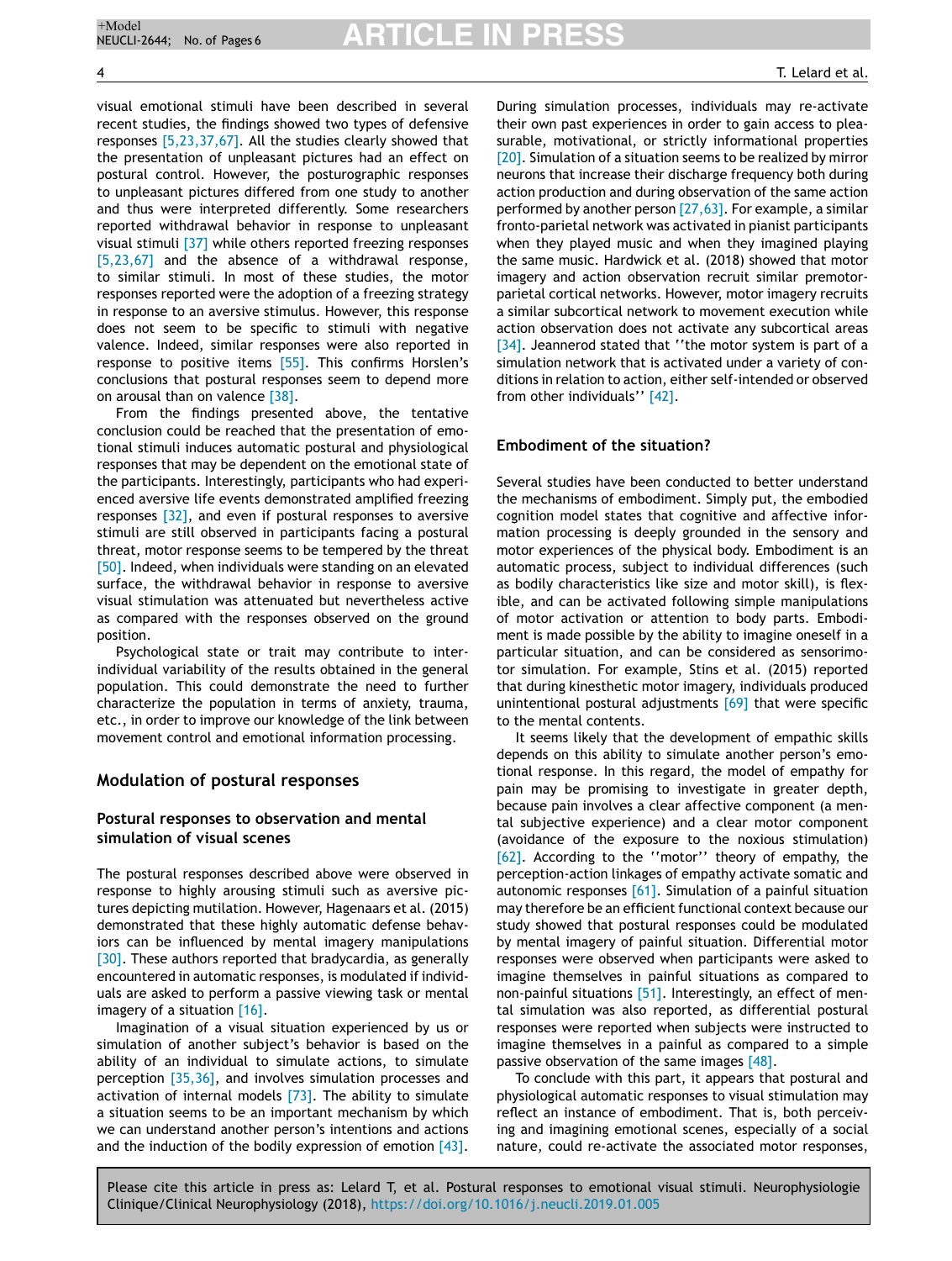visual emotional stimuli have been described in several recent studies, the findings showed two types of defensive responses [5,23,37,67]. All the studies clearly showed that the presentation of unpleasant pictures had an effect on postural control. However, the posturographic responses to unpleasant pictures differed from one study to another and thus were interpreted differently. Some researchers reported withdrawal behavior in response to unpleasant visual stimuli [37] while others reported freezing responses [5,23,67] and the absence of a withdrawal response, to similar stimuli. In most of these studies, the motor responses reported were the adoption of a freezing strategy in response to an aversive stimulus. However, this response does not seem to be specific to stimuli with negative valence. Indeed, similar responses were also reported in response to positive items [55]. This confirms Horslen's conclusions that postural responses seem to depend more on arousal than on valence [38].

From the findings presented above, the tentative conclusion could be reached that the presentation of emotional stimuli induces automatic postural and physiological responses that may be dependent on the emotional state of the participants. Interestingly, participants who had experienced aversive life events demonstrated amplified freezing responses [32], and even if postural responses to aversive stimuli are still observed in participants facing a postural threat, motor response seems to be tempered by the threat [50]. Indeed, when individuals were standing on an elevated surface, the withdrawal behavior in response to aversive visual stimulation was attenuated but nevertheless active as compared with the responses observed on the ground position.

Psychological state or trait may contribute to inter-individual variability of the results obtained in the general population. This could demonstrate the need to further characterize the population in terms of anxiety, trauma, etc., in order to improve our knowledge of the link between movement control and emotional information processing.

## Modulation of postural responses

### Postural responses to observation and mental simulation of visual scenes

The postural responses described above were observed in response to highly arousing stimuli such as aversive pictures depicting mutilation. However, Hagenaars et al. (2015) demonstrated that these highly automatic defense behaviors can be influenced by mental imagery manipulations [30]. These authors reported that bradycardia, as generally encountered in automatic responses, is modulated if individuals are asked to perform a passive viewing task or mental imagery of a situation [16].

Imagination of a visual situation experienced by us or simulation of another subject's behavior is based on the ability of an individual to simulate actions, to simulate perception [35,36], and involves simulation processes and activation of internal models [73]. The ability to simulate a situation seems to be an important mechanism by which we can understand another person's intentions and actions and the induction of the bodily expression of emotion [43]. During simulation processes, individuals may re-activate their own past experiences in order to gain access to pleasurable, motivational, or strictly informational properties [20]. Simulation of a situation seems to be realized by mirror neurons that increase their discharge frequency both during action production and during observation of the same action performed by another person [27,63]. For example, a similar fronto-parietal network was activated in pianist participants when they played music and when they imagined playing the same music. Hardwick et al. (2018) showed that motor imagery and action observation recruit similar premotor-parietal cortical networks. However, motor imagery recruits a similar subcortical network to movement execution while action observation does not activate any subcortical areas [34]. Jeannerod stated that ''the motor system is part of a simulation network that is activated under a variety of conditions in relation to action, either self-intended or observed from other individuals'' [42].

### Embodiment of the situation?

Several studies have been conducted to better understand the mechanisms of embodiment. Simply put, the embodied cognition model states that cognitive and affective information processing is deeply grounded in the sensory and motor experiences of the physical body. Embodiment is an automatic process, subject to individual differences (such as bodily characteristics like size and motor skill), is flexible, and can be activated following simple manipulations of motor activation or attention to body parts. Embodiment is made possible by the ability to imagine oneself in a particular situation, and can be considered as sensorimotor simulation. For example, Stins et al. (2015) reported that during kinesthetic motor imagery, individuals produced unintentional postural adjustments [69] that were specific to the mental contents.

It seems likely that the development of empathic skills depends on this ability to simulate another person's emotional response. In this regard, the model of empathy for pain may be promising to investigate in greater depth, because pain involves a clear affective component (a mental subjective experience) and a clear motor component (avoidance of the exposure to the noxious stimulation) [62]. According to the ''motor'' theory of empathy, the perception-action linkages of empathy activate somatic and autonomic responses [61]. Simulation of a painful situation may therefore be an efficient functional context because our study showed that postural responses could be modulated by mental imagery of painful situation. Differential motor responses were observed when participants were asked to imagine themselves in painful situations as compared to non-painful situations [51]. Interestingly, an effect of mental simulation was also reported, as differential postural responses were reported when subjects were instructed to imagine themselves in a painful as compared to a simple passive observation of the same images [48].

To conclude with this part, it appears that postural and physiological automatic responses to visual stimulation may reflect an instance of embodiment. That is, both perceiving and imagining emotional scenes, especially of a social nature, could re-activate the associated motor responses,

Please cite this article in press as: Lelard T, et al. Postural responses to emotional visual stimuli. Neurophysiologie Clinique/Clinical Neurophysiology (2018), https://doi.org/10.1016/j.neucli.2019.01.005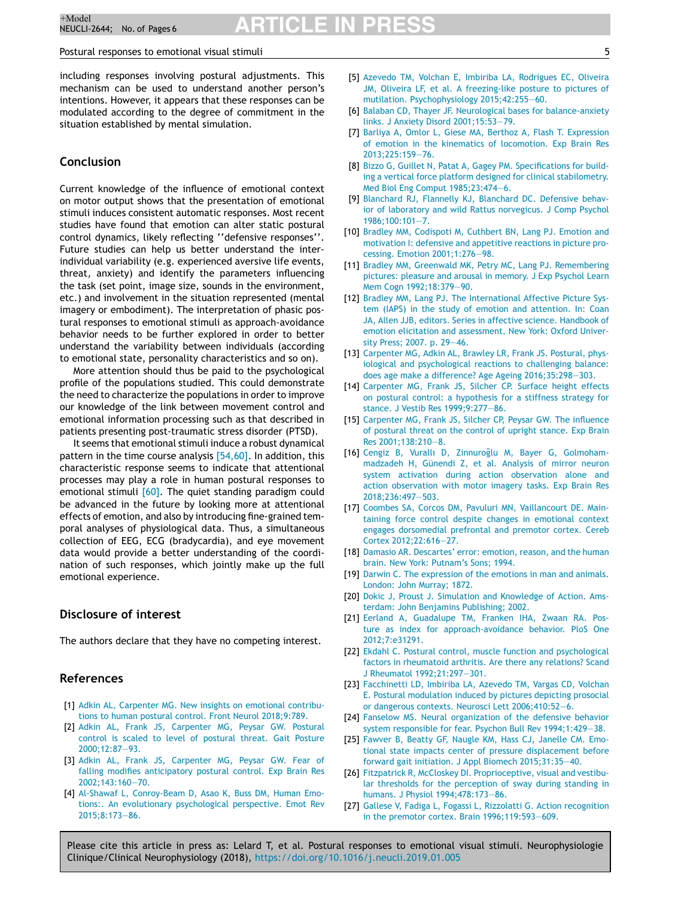including responses involving postural adjustments. This mechanism can be used to understand another person's intentions. However, it appears that these responses can be modulated according to the degree of commitment in the situation established by mental simulation.

## Conclusion

Current knowledge of the influence of emotional context on motor output shows that the presentation of emotional stimuli induces consistent automatic responses. Most recent studies have found that emotion can alter static postural control dynamics, likely reflecting ''defensive responses''. Future studies can help us better understand the inter-individual variability (e.g. experienced aversive life events, threat, anxiety) and identify the parameters influencing the task (set point, image size, sounds in the environment, etc.) and involvement in the situation represented (mental imagery or embodiment). The interpretation of phasic postural responses to emotional stimuli as approach-avoidance behavior needs to be further explored in order to better understand the variability between individuals (according to emotional state, personality characteristics and so on).

More attention should thus be paid to the psychological profile of the populations studied. This could demonstrate the need to characterize the populations in order to improve our knowledge of the link between movement control and emotional information processing such as that described in patients presenting post-traumatic stress disorder (PTSD).

It seems that emotional stimuli induce a robust dynamical pattern in the time course analysis [54,60]. In addition, this characteristic response seems to indicate that attentional processes may play a role in human postural responses to emotional stimuli [60]. The quiet standing paradigm could be advanced in the future by looking more at attentional effects of emotion, and also by introducing fine-grained temporal analyses of physiological data. Thus, a simultaneous collection of EEG, ECG (bradycardia), and eye movement data would provide a better understanding of the coordination of such responses, which jointly make up the full emotional experience.

## Disclosure of interest

The authors declare that they have no competing interest.

## References

[1] Adkin AL, Carpenter MG. New insights on emotional contributions to human postural control. Front Neurol 2018;9:789.

[2] Adkin AL, Frank JS, Carpenter MG, Peysar GW. Postural control is scaled to level of postural threat. Gait Posture 2000;12:87—93.

[3] Adkin AL, Frank JS, Carpenter MG, Peysar GW. Fear of falling modifies anticipatory postural control. Exp Brain Res 2002;143:160—70.

[4] Al-Shawaf L, Conroy-Beam D, Asao K, Buss DM, Human Emotions:. An evolutionary psychological perspective. Emot Rev 2015;8:173—86.

[5] Azevedo TM, Volchan E, Imbiriba LA, Rodrigues EC, Oliveira JM, Oliveira LF, et al. A freezing-like posture to pictures of mutilation. Psychophysiology 2015;42:255—60.

[6] Balaban CD, Thayer JF. Neurological bases for balance-anxiety links. J Anxiety Disord 2001;15:53—79.

[7] Barliya A, Omlor L, Giese MA, Berthoz A, Flash T. Expression of emotion in the kinematics of locomotion. Exp Brain Res 2013;225:159—76.

[8] Bizzo G, Guillet N, Patat A, Gagey PM. Specifications for building a vertical force platform designed for clinical stabilometry. Med Biol Eng Comput 1985;23:474—6.

[9] Blanchard RJ, Flannelly KJ, Blanchard DC. Defensive behavior of laboratory and wild Rattus norvegicus. J Comp Psychol 1986;100:101—7.

[10] Bradley MM, Codispoti M, Cuthbert BN, Lang PJ. Emotion and motivation I: defensive and appetitive reactions in picture processing. Emotion 2001;1:276—98.

[11] Bradley MM, Greenwald MK, Petry MC, Lang PJ. Remembering pictures: pleasure and arousal in memory. J Exp Psychol Learn Mem Cogn 1992;18:379—90.

[12] Bradley MM, Lang PJ. The International Affective Picture System (IAPS) in the study of emotion and attention. In: Coan JA, Allen JJB, editors. Series in affective science. Handbook of emotion elicitation and assessment. New York: Oxford University Press; 2007. p. 29—46.

[13] Carpenter MG, Adkin AL, Brawley LR, Frank JS. Postural, physiological and psychological reactions to challenging balance: does age make a difference? Age Ageing 2016;35:298—303.

[14] Carpenter MG, Frank JS, Silcher CP. Surface height effects on postural control: a hypothesis for a stiffness strategy for stance. J Vestib Res 1999;9:277—86.

[15] Carpenter MG, Frank JS, Silcher CP, Peysar GW. The influence of postural threat on the control of upright stance. Exp Brain Res 2001;138:210—8.

[16] Cengiz B, Vurallı D, Zinnuroğlu M, Bayer G, Golmohammadzadeh H, Günendi Z, et al. Analysis of mirror neuron system activation during action observation alone and action observation with motor imagery tasks. Exp Brain Res 2018;236:497—503.

[17] Coombes SA, Corcos DM, Pavuluri MN, Vaillancourt DE. Maintaining force control despite changes in emotional context engages dorsomedial prefrontal and premotor cortex. Cereb Cortex 2012;22:616—27.

[18] Damasio AR. Descartes' error: emotion, reason, and the human brain. New York: Putnam's Sons; 1994.

[19] Darwin C. The expression of the emotions in man and animals. London: John Murray; 1872.

[20] Dokic J, Proust J. Simulation and Knowledge of Action. Amsterdam: John Benjamins Publishing; 2002.

[21] Eerland A, Guadalupe TM, Franken IHA, Zwaan RA. Posture as index for approach-avoidance behavior. PloS One 2012;7:e31291.

[22] Ekdahl C. Postural control, muscle function and psychological factors in rheumatoid arthritis. Are there any relations? Scand J Rheumatol 1992;21:297—301.

[23] Facchinetti LD, Imbiriba LA, Azevedo TM, Vargas CD, Volchan E. Postural modulation induced by pictures depicting prosocial or dangerous contexts. Neurosci Lett 2006;410:52—6.

[24] Fanselow MS. Neural organization of the defensive behavior system responsible for fear. Psychon Bull Rev 1994;1:429—38.

[25] Fawver B, Beatty GF, Naugle KM, Hass CJ, Janelle CM. Emotional state impacts center of pressure displacement before forward gait initiation. J Appl Biomech 2015;31:35—40.

[26] Fitzpatrick R, McCloskey DI. Proprioceptive, visual and vestibular thresholds for the perception of sway during standing in humans. J Physiol 1994;478:173—86.

[27] Gallese V, Fadiga L, Fogassi L, Rizzolatti G. Action recognition in the premotor cortex. Brain 1996;119:593—609.

Please cite this article in press as: Lelard T, et al. Postural responses to emotional visual stimuli. Neurophysiologie Clinique/Clinical Neurophysiology (2018), https://doi.org/10.1016/j.neucli.2019.01.005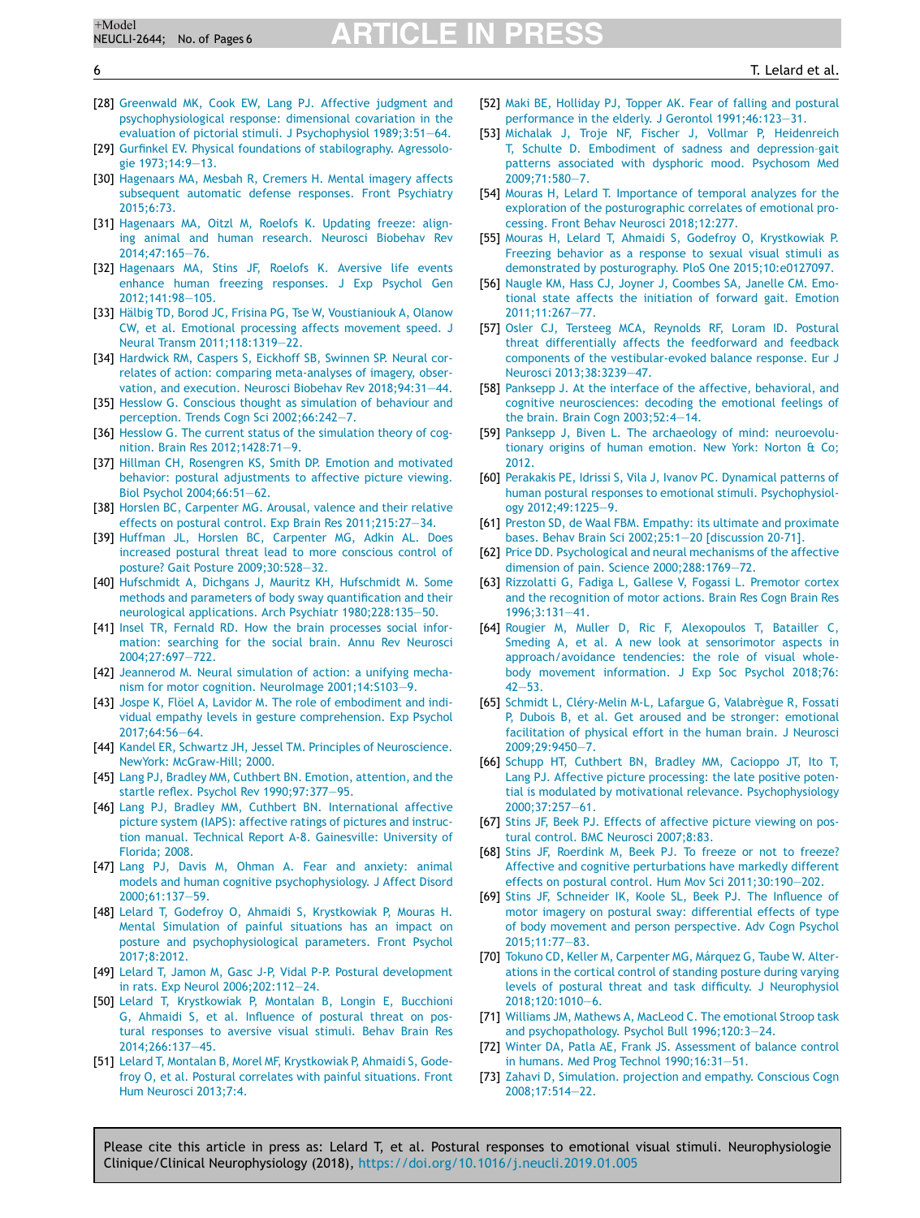[28] Greenwald MK, Cook EW, Lang PJ. Affective judgment and psychophysiological response: dimensional covariation in the evaluation of pictorial stimuli. J Psychophysiol 1989;3:51—64.

[29] Gurfinkel EV. Physical foundations of stabilography. Agressologie 1973;14:9—13.

[30] Hagenaars MA, Mesbah R, Cremers H. Mental imagery affects subsequent automatic defense responses. Front Psychiatry 2015;6:73.

[31] Hagenaars MA, Oitzl M, Roelofs K. Updating freeze: aligning animal and human research. Neurosci Biobehav Rev 2014;47:165—76.

[32] Hagenaars MA, Stins JF, Roelofs K. Aversive life events enhance human freezing responses. J Exp Psychol Gen 2012;141:98—105.

[33] Hälbig TD, Borod JC, Frisina PG, Tse W, Voustianiouk A, Olanow CW, et al. Emotional processing affects movement speed. J Neural Transm 2011;118:1319—22.

[34] Hardwick RM, Caspers S, Eickhoff SB, Swinnen SP. Neural correlates of action: comparing meta-analyses of imagery, observation, and execution. Neurosci Biobehav Rev 2018;94:31—44.

[35] Hesslow G. Conscious thought as simulation of behaviour and perception. Trends Cogn Sci 2002;66:242—7.

[36] Hesslow G. The current status of the simulation theory of cognition. Brain Res 2012;1428:71—9.

[37] Hillman CH, Rosengren KS, Smith DP. Emotion and motivated behavior: postural adjustments to affective picture viewing. Biol Psychol 2004;66:51—62.

[38] Horslen BC, Carpenter MG. Arousal, valence and their relative effects on postural control. Exp Brain Res 2011;215:27—34.

[39] Huffman JL, Horslen BC, Carpenter MG, Adkin AL. Does increased postural threat lead to more conscious control of posture? Gait Posture 2009;30:528—32.

[40] Hufschmidt A, Dichgans J, Mauritz KH, Hufschmidt M. Some methods and parameters of body sway quantification and their neurological applications. Arch Psychiatr 1980;228:135—50.

[41] Insel TR, Fernald RD. How the brain processes social information: searching for the social brain. Annu Rev Neurosci 2004;27:697—722.

[42] Jeannerod M. Neural simulation of action: a unifying mechanism for motor cognition. NeuroImage 2001;14:S103—9.

[43] Jospe K, Flöel A, Lavidor M. The role of embodiment and individual empathy levels in gesture comprehension. Exp Psychol 2017;64:56—64.

[44] Kandel ER, Schwartz JH, Jessel TM. Principles of Neuroscience. NewYork: McGraw-Hill; 2000.

[45] Lang PJ, Bradley MM, Cuthbert BN. Emotion, attention, and the startle reflex. Psychol Rev 1990;97:377—95.

[46] Lang PJ, Bradley MM, Cuthbert BN. International affective picture system (IAPS): affective ratings of pictures and instruction manual. Technical Report A-8. Gainesville: University of Florida; 2008.

[47] Lang PJ, Davis M, Ohman A. Fear and anxiety: animal models and human cognitive psychophysiology. J Affect Disord 2000;61:137—59.

[48] Lelard T, Godefroy O, Ahmaidi S, Krystkowiak P, Mouras H. Mental Simulation of painful situations has an impact on posture and psychophysiological parameters. Front Psychol 2017;8:2012.

[49] Lelard T, Jamon M, Gasc J-P, Vidal P-P. Postural development in rats. Exp Neurol 2006;202:112—24.

[50] Lelard T, Krystkowiak P, Montalan B, Longin E, Bucchioni G, Ahmaidi S, et al. Influence of postural threat on postural responses to aversive visual stimuli. Behav Brain Res 2014;266:137—45.

[51] Lelard T, Montalan B, Morel MF, Krystkowiak P, Ahmaidi S, Godefroy O, et al. Postural correlates with painful situations. Front Hum Neurosci 2013;7:4.

[52] Maki BE, Holliday PJ, Topper AK. Fear of falling and postural performance in the elderly. J Gerontol 1991;46:123—31.

[53] Michalak J, Troje NF, Fischer J, Vollmar P, Heidenreich T, Schulte D. Embodiment of sadness and depression-gait patterns associated with dysphoric mood. Psychosom Med 2009;71:580—7.

[54] Mouras H, Lelard T. Importance of temporal analyzes for the exploration of the posturographic correlates of emotional processing. Front Behav Neurosci 2018;12:277.

[55] Mouras H, Lelard T, Ahmaidi S, Godefroy O, Krystkowiak P. Freezing behavior as a response to sexual visual stimuli as demonstrated by posturography. PloS One 2015;10:e0127097.

[56] Naugle KM, Hass CJ, Joyner J, Coombes SA, Janelle CM. Emotional state affects the initiation of forward gait. Emotion 2011;11:267—77.

[57] Osler CJ, Tersteeg MCA, Reynolds RF, Loram ID. Postural threat differentially affects the feedforward and feedback components of the vestibular-evoked balance response. Eur J Neurosci 2013;38:3239—47.

[58] Panksepp J. At the interface of the affective, behavioral, and cognitive neurosciences: decoding the emotional feelings of the brain. Brain Cogn 2003;52:4—14.

[59] Panksepp J, Biven L. The archaeology of mind: neuroevolutionary origins of human emotion. New York: Norton & Co; 2012.

[60] Perakakis PE, Idrissi S, Vila J, Ivanov PC. Dynamical patterns of human postural responses to emotional stimuli. Psychophysiology 2012;49:1225—9.

[61] Preston SD, de Waal FBM. Empathy: its ultimate and proximate bases. Behav Brain Sci 2002;25:1—20 [discussion 20-71].

[62] Price DD. Psychological and neural mechanisms of the affective dimension of pain. Science 2000;288:1769—72.

[63] Rizzolatti G, Fadiga L, Gallese V, Fogassi L. Premotor cortex and the recognition of motor actions. Brain Res Cogn Brain Res 1996;3:131—41.

[64] Rougier M, Muller D, Ric F, Alexopoulos T, Batailler C, Smeding A, et al. A new look at sensorimotor aspects in approach/avoidance tendencies: the role of visual whole-body movement information. J Exp Soc Psychol 2018;76: 42—53.

[65] Schmidt L, Cléry-Melin M-L, Lafargue G, Valabrègue R, Fossati P, Dubois B, et al. Get aroused and be stronger: emotional facilitation of physical effort in the human brain. J Neurosci 2009;29:9450—7.

[66] Schupp HT, Cuthbert BN, Bradley MM, Cacioppo JT, Ito T, Lang PJ. Affective picture processing: the late positive potential is modulated by motivational relevance. Psychophysiology 2000;37:257—61.

[67] Stins JF, Beek PJ. Effects of affective picture viewing on postural control. BMC Neurosci 2007;8:83.

[68] Stins JF, Roerdink M, Beek PJ. To freeze or not to freeze? Affective and cognitive perturbations have markedly different effects on postural control. Hum Mov Sci 2011;30:190—202.

[69] Stins JF, Schneider IK, Koole SL, Beek PJ. The Influence of motor imagery on postural sway: differential effects of type of body movement and person perspective. Adv Cogn Psychol 2015;11:77—83.

[70] Tokuno CD, Keller M, Carpenter MG, Márquez G, Taube W. Alterations in the cortical control of standing posture during varying levels of postural threat and task difficulty. J Neurophysiol 2018;120:1010—6.

[71] Williams JM, Mathews A, MacLeod C. The emotional Stroop task and psychopathology. Psychol Bull 1996;120:3—24.

[72] Winter DA, Patla AE, Frank JS. Assessment of balance control in humans. Med Prog Technol 1990;16:31—51.

[73] Zahavi D, Simulation. projection and empathy. Conscious Cogn 2008;17:514—22.

Please cite this article in press as: Lelard T, et al. Postural responses to emotional visual stimuli. Neurophysiologie Clinique/Clinical Neurophysiology (2018), https://doi.org/10.1016/j.neucli.2019.01.005